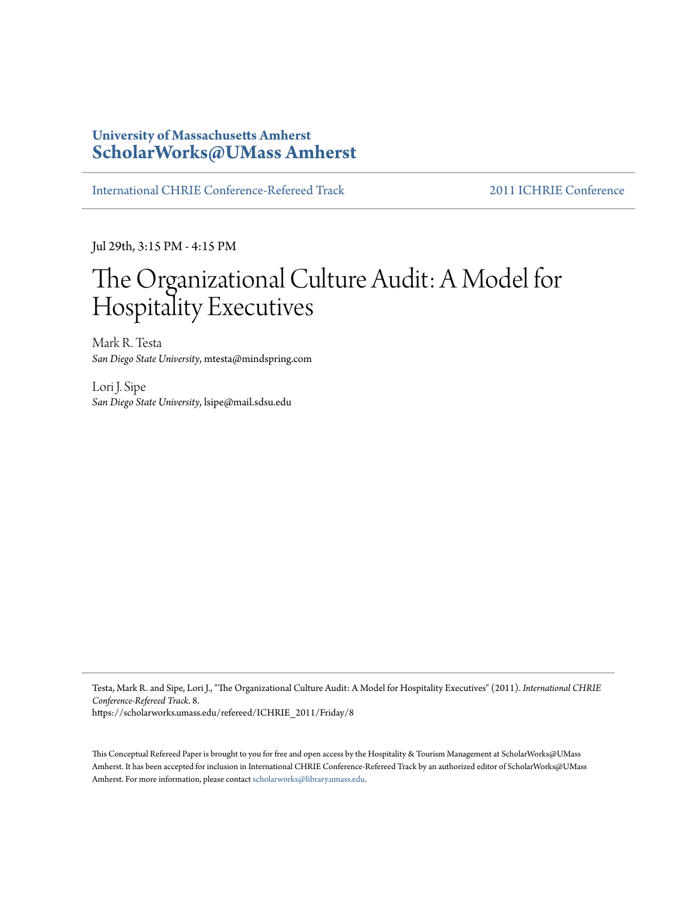University of Massachusetts Amherst
**ScholarWorks@UMass Amherst**

International CHRIE Conference-Refereed Track | 2011 ICHRIE Conference

Jul 29th, 3:15 PM - 4:15 PM

# The Organizational Culture Audit: A Model for Hospitality Executives

Mark R. Testa
*San Diego State University*, mtesta@mindspring.com

Lori J. Sipe
*San Diego State University*, lsipe@mail.sdsu.edu

Testa, Mark R. and Sipe, Lori J., "The Organizational Culture Audit: A Model for Hospitality Executives" (2011). *International CHRIE Conference-Refereed Track*. 8.
https://scholarworks.umass.edu/refereed/ICHRIE_2011/Friday/8

This Conceptual Refereed Paper is brought to you for free and open access by the Hospitality & Tourism Management at ScholarWorks@UMass Amherst. It has been accepted for inclusion in International CHRIE Conference-Refereed Track by an authorized editor of ScholarWorks@UMass Amherst. For more information, please contact scholarworks@library.umass.edu.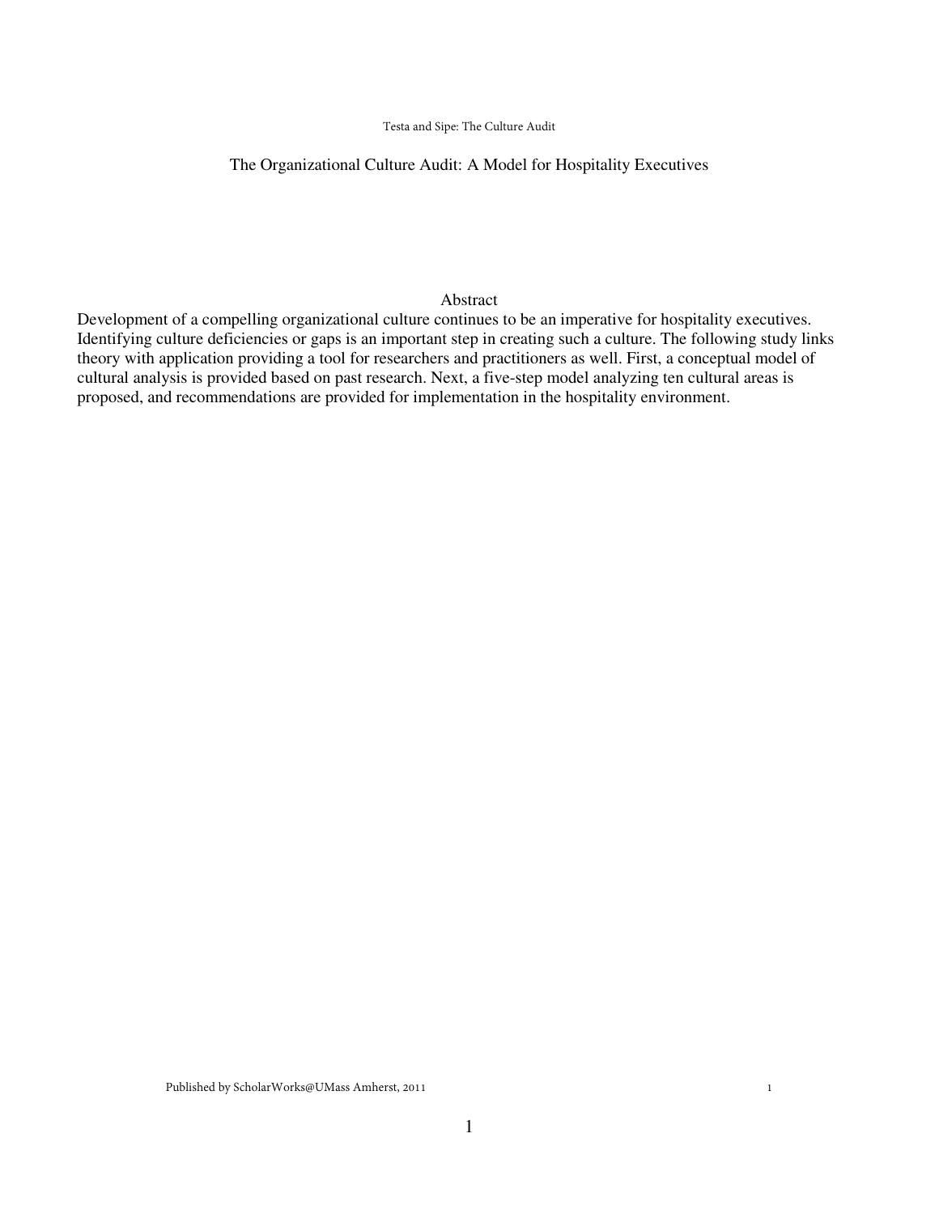# The Organizational Culture Audit: A Model for Hospitality Executives

## Abstract

Development of a compelling organizational culture continues to be an imperative for hospitality executives. Identifying culture deficiencies or gaps is an important step in creating such a culture. The following study links theory with application providing a tool for researchers and practitioners as well. First, a conceptual model of cultural analysis is provided based on past research. Next, a five-step model analyzing ten cultural areas is proposed, and recommendations are provided for implementation in the hospitality environment.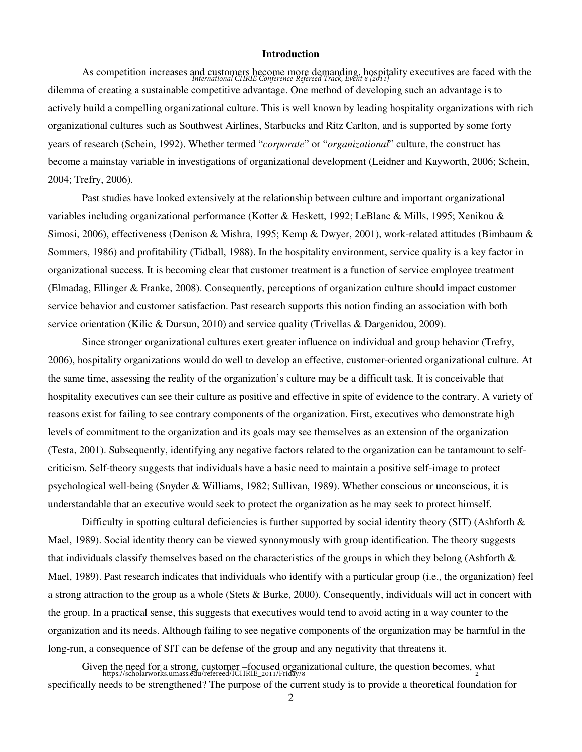**Introduction**

As competition increases and customers become more demanding, hospitality executives are faced with the dilemma of creating a sustainable competitive advantage. One method of developing such an advantage is to actively build a compelling organizational culture. This is well known by leading hospitality organizations with rich organizational cultures such as Southwest Airlines, Starbucks and Ritz Carlton, and is supported by some forty years of research (Schein, 1992). Whether termed "*corporate*" or "*organizational*" culture, the construct has become a mainstay variable in investigations of organizational development (Leidner and Kayworth, 2006; Schein, 2004; Trefry, 2006).

Past studies have looked extensively at the relationship between culture and important organizational variables including organizational performance (Kotter & Heskett, 1992; LeBlanc & Mills, 1995; Xenikou & Simosi, 2006), effectiveness (Denison & Mishra, 1995; Kemp & Dwyer, 2001), work-related attitudes (Bimbaum & Sommers, 1986) and profitability (Tidball, 1988). In the hospitality environment, service quality is a key factor in organizational success. It is becoming clear that customer treatment is a function of service employee treatment (Elmadag, Ellinger & Franke, 2008). Consequently, perceptions of organization culture should impact customer service behavior and customer satisfaction. Past research supports this notion finding an association with both service orientation (Kilic & Dursun, 2010) and service quality (Trivellas & Dargenidou, 2009).

Since stronger organizational cultures exert greater influence on individual and group behavior (Trefry, 2006), hospitality organizations would do well to develop an effective, customer-oriented organizational culture. At the same time, assessing the reality of the organization's culture may be a difficult task. It is conceivable that hospitality executives can see their culture as positive and effective in spite of evidence to the contrary. A variety of reasons exist for failing to see contrary components of the organization. First, executives who demonstrate high levels of commitment to the organization and its goals may see themselves as an extension of the organization (Testa, 2001). Subsequently, identifying any negative factors related to the organization can be tantamount to self-criticism. Self-theory suggests that individuals have a basic need to maintain a positive self-image to protect psychological well-being (Snyder & Williams, 1982; Sullivan, 1989). Whether conscious or unconscious, it is understandable that an executive would seek to protect the organization as he may seek to protect himself.

Difficulty in spotting cultural deficiencies is further supported by social identity theory (SIT) (Ashforth & Mael, 1989). Social identity theory can be viewed synonymously with group identification. The theory suggests that individuals classify themselves based on the characteristics of the groups in which they belong (Ashforth & Mael, 1989). Past research indicates that individuals who identify with a particular group (i.e., the organization) feel a strong attraction to the group as a whole (Stets & Burke, 2000). Consequently, individuals will act in concert with the group. In a practical sense, this suggests that executives would tend to avoid acting in a way counter to the organization and its needs. Although failing to see negative components of the organization may be harmful in the long-run, a consequence of SIT can be defense of the group and any negativity that threatens it.

Given the need for a strong, customer –focused organizational culture, the question becomes, what specifically needs to be strengthened? The purpose of the current study is to provide a theoretical foundation for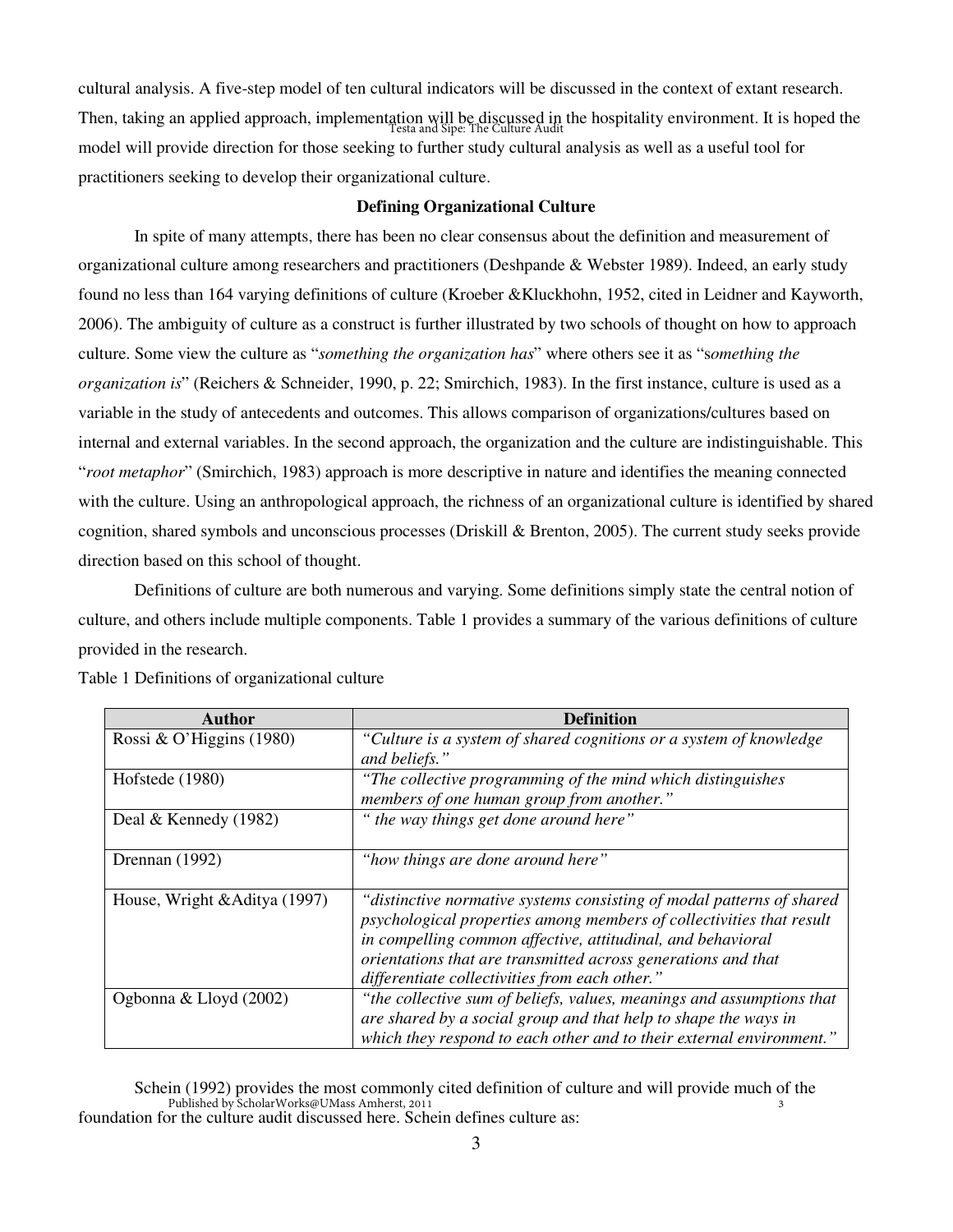cultural analysis. A five-step model of ten cultural indicators will be discussed in the context of extant research. Then, taking an applied approach, implementation will be discussed in the hospitality environment. It is hoped the model will provide direction for those seeking to further study cultural analysis as well as a useful tool for practitioners seeking to develop their organizational culture.

## Defining Organizational Culture

In spite of many attempts, there has been no clear consensus about the definition and measurement of organizational culture among researchers and practitioners (Deshpande & Webster 1989). Indeed, an early study found no less than 164 varying definitions of culture (Kroeber &Kluckhohn, 1952, cited in Leidner and Kayworth, 2006). The ambiguity of culture as a construct is further illustrated by two schools of thought on how to approach culture. Some view the culture as "*something the organization has*" where others see it as "s*omething the organization is*" (Reichers & Schneider, 1990, p. 22; Smirchich, 1983). In the first instance, culture is used as a variable in the study of antecedents and outcomes. This allows comparison of organizations/cultures based on internal and external variables. In the second approach, the organization and the culture are indistinguishable. This "*root metaphor*" (Smirchich, 1983) approach is more descriptive in nature and identifies the meaning connected with the culture. Using an anthropological approach, the richness of an organizational culture is identified by shared cognition, shared symbols and unconscious processes (Driskill & Brenton, 2005). The current study seeks provide direction based on this school of thought.

Definitions of culture are both numerous and varying. Some definitions simply state the central notion of culture, and others include multiple components. Table 1 provides a summary of the various definitions of culture provided in the research.

Table 1 Definitions of organizational culture

| Author | Definition |
|---|---|
| Rossi & O'Higgins (1980) | *"Culture is a system of shared cognitions or a system of knowledge and beliefs."* |
| Hofstede (1980) | *"The collective programming of the mind which distinguishes members of one human group from another."* |
| Deal & Kennedy (1982) | *" the way things get done around here"* |
| Drennan (1992) | *"how things are done around here"* |
| House, Wright &Aditya (1997) | *"distinctive normative systems consisting of modal patterns of shared psychological properties among members of collectivities that result in compelling common affective, attitudinal, and behavioral orientations that are transmitted across generations and that differentiate collectivities from each other."* |
| Ogbonna & Lloyd (2002) | *"the collective sum of beliefs, values, meanings and assumptions that are shared by a social group and that help to shape the ways in which they respond to each other and to their external environment."* |

Schein (1992) provides the most commonly cited definition of culture and will provide much of the foundation for the culture audit discussed here. Schein defines culture as: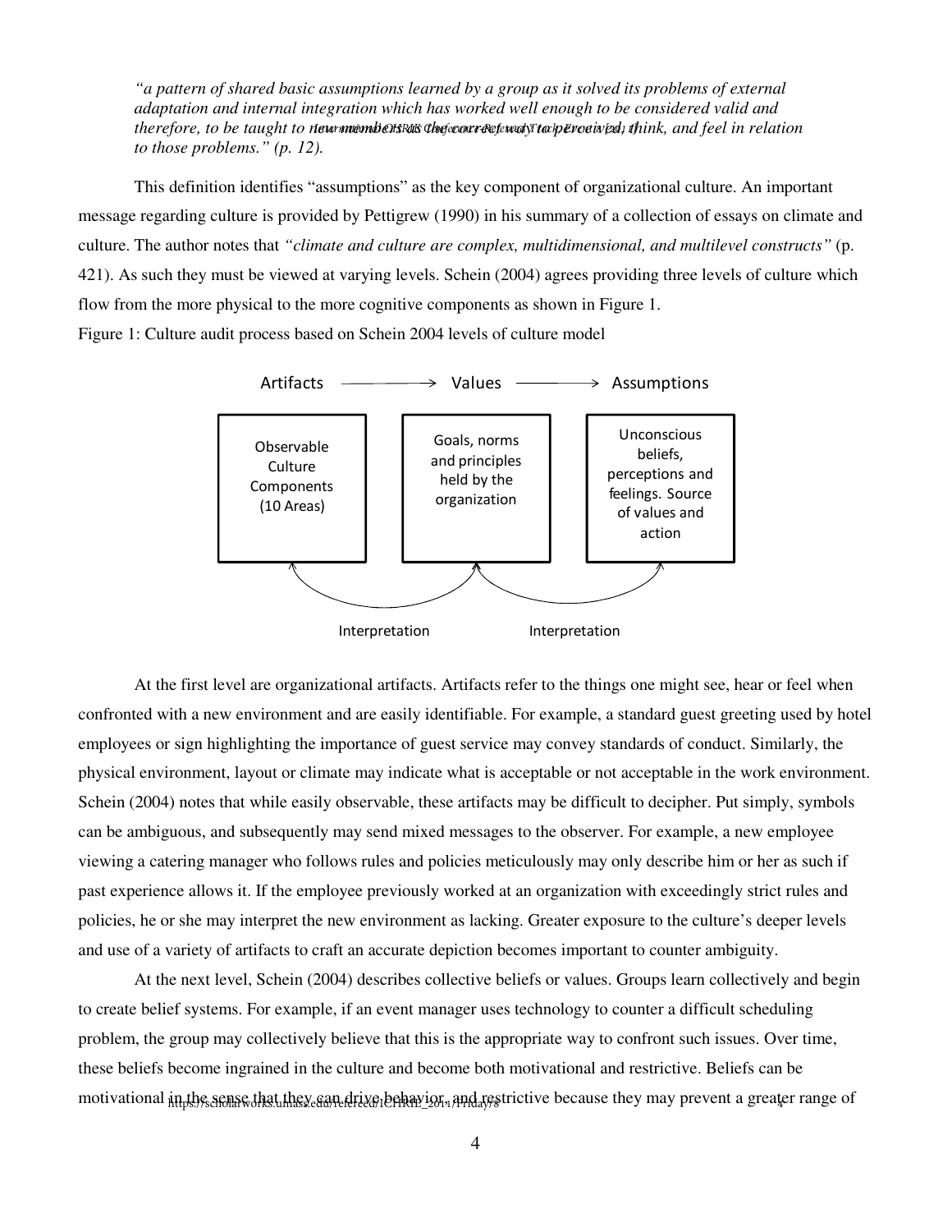*"a pattern of shared basic assumptions learned by a group as it solved its problems of external adaptation and internal integration which has worked well enough to be considered valid and therefore, to be taught to new members as the correct way to perceive, think, and feel in relation to those problems." (p. 12).*

This definition identifies "assumptions" as the key component of organizational culture. An important message regarding culture is provided by Pettigrew (1990) in his summary of a collection of essays on climate and culture. The author notes that *"climate and culture are complex, multidimensional, and multilevel constructs"* (p. 421). As such they must be viewed at varying levels. Schein (2004) agrees providing three levels of culture which flow from the more physical to the more cognitive components as shown in Figure 1.

Figure 1: Culture audit process based on Schein 2004 levels of culture model

Artifacts ⟶ Values ⟶ Assumptions

| Artifacts | Values | Assumptions |
|---|---|---|
| Observable Culture Components (10 Areas) | Goals, norms and principles held by the organization | Unconscious beliefs, perceptions and feelings. Source of values and action |

Interpretation — Interpretation

At the first level are organizational artifacts. Artifacts refer to the things one might see, hear or feel when confronted with a new environment and are easily identifiable. For example, a standard guest greeting used by hotel employees or sign highlighting the importance of guest service may convey standards of conduct. Similarly, the physical environment, layout or climate may indicate what is acceptable or not acceptable in the work environment. Schein (2004) notes that while easily observable, these artifacts may be difficult to decipher. Put simply, symbols can be ambiguous, and subsequently may send mixed messages to the observer. For example, a new employee viewing a catering manager who follows rules and policies meticulously may only describe him or her as such if past experience allows it. If the employee previously worked at an organization with exceedingly strict rules and policies, he or she may interpret the new environment as lacking. Greater exposure to the culture's deeper levels and use of a variety of artifacts to craft an accurate depiction becomes important to counter ambiguity.

At the next level, Schein (2004) describes collective beliefs or values. Groups learn collectively and begin to create belief systems. For example, if an event manager uses technology to counter a difficult scheduling problem, the group may collectively believe that this is the appropriate way to confront such issues. Over time, these beliefs become ingrained in the culture and become both motivational and restrictive. Beliefs can be motivational in the sense that they can drive behavior, and restrictive because they may prevent a greater range of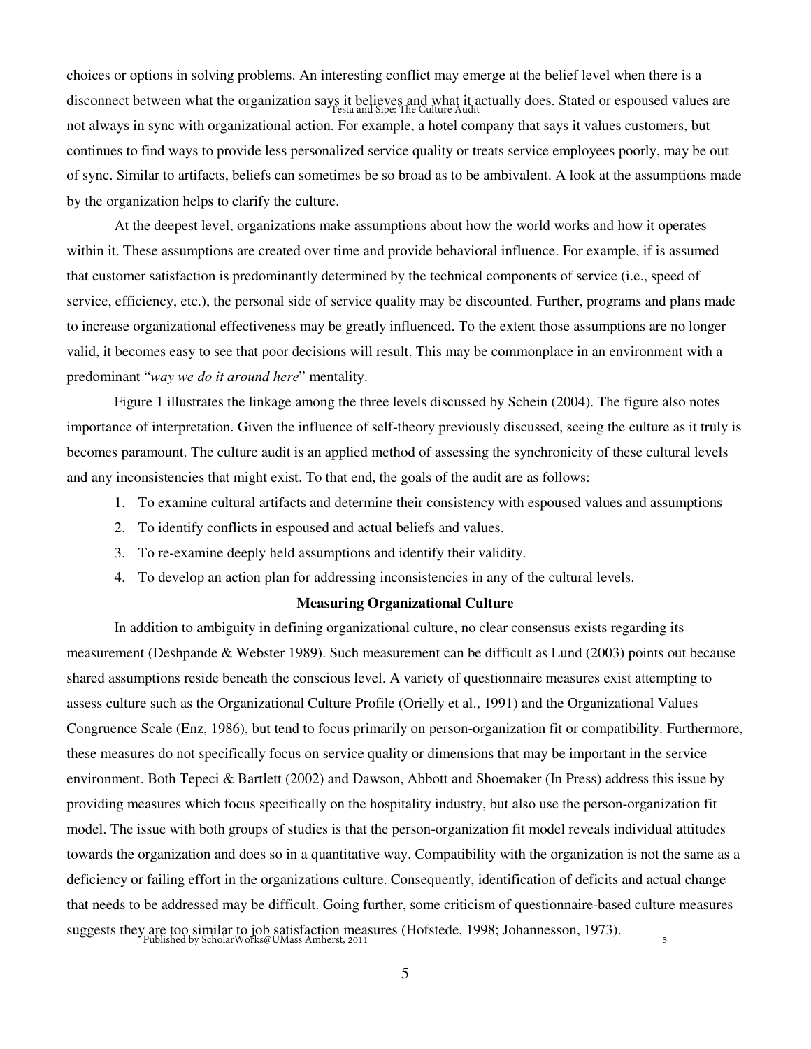choices or options in solving problems. An interesting conflict may emerge at the belief level when there is a disconnect between what the organization says it believes and what it actually does. Stated or espoused values are not always in sync with organizational action. For example, a hotel company that says it values customers, but continues to find ways to provide less personalized service quality or treats service employees poorly, may be out of sync. Similar to artifacts, beliefs can sometimes be so broad as to be ambivalent. A look at the assumptions made by the organization helps to clarify the culture.

At the deepest level, organizations make assumptions about how the world works and how it operates within it. These assumptions are created over time and provide behavioral influence. For example, if is assumed that customer satisfaction is predominantly determined by the technical components of service (i.e., speed of service, efficiency, etc.), the personal side of service quality may be discounted. Further, programs and plans made to increase organizational effectiveness may be greatly influenced. To the extent those assumptions are no longer valid, it becomes easy to see that poor decisions will result. This may be commonplace in an environment with a predominant "*way we do it around here*" mentality.

Figure 1 illustrates the linkage among the three levels discussed by Schein (2004). The figure also notes importance of interpretation. Given the influence of self-theory previously discussed, seeing the culture as it truly is becomes paramount. The culture audit is an applied method of assessing the synchronicity of these cultural levels and any inconsistencies that might exist. To that end, the goals of the audit are as follows:

1. To examine cultural artifacts and determine their consistency with espoused values and assumptions
2. To identify conflicts in espoused and actual beliefs and values.
3. To re-examine deeply held assumptions and identify their validity.
4. To develop an action plan for addressing inconsistencies in any of the cultural levels.

## Measuring Organizational Culture

In addition to ambiguity in defining organizational culture, no clear consensus exists regarding its measurement (Deshpande & Webster 1989). Such measurement can be difficult as Lund (2003) points out because shared assumptions reside beneath the conscious level. A variety of questionnaire measures exist attempting to assess culture such as the Organizational Culture Profile (Orielly et al., 1991) and the Organizational Values Congruence Scale (Enz, 1986), but tend to focus primarily on person-organization fit or compatibility. Furthermore, these measures do not specifically focus on service quality or dimensions that may be important in the service environment. Both Tepeci & Bartlett (2002) and Dawson, Abbott and Shoemaker (In Press) address this issue by providing measures which focus specifically on the hospitality industry, but also use the person-organization fit model. The issue with both groups of studies is that the person-organization fit model reveals individual attitudes towards the organization and does so in a quantitative way. Compatibility with the organization is not the same as a deficiency or failing effort in the organizations culture. Consequently, identification of deficits and actual change that needs to be addressed may be difficult. Going further, some criticism of questionnaire-based culture measures suggests they are too similar to job satisfaction measures (Hofstede, 1998; Johannesson, 1973).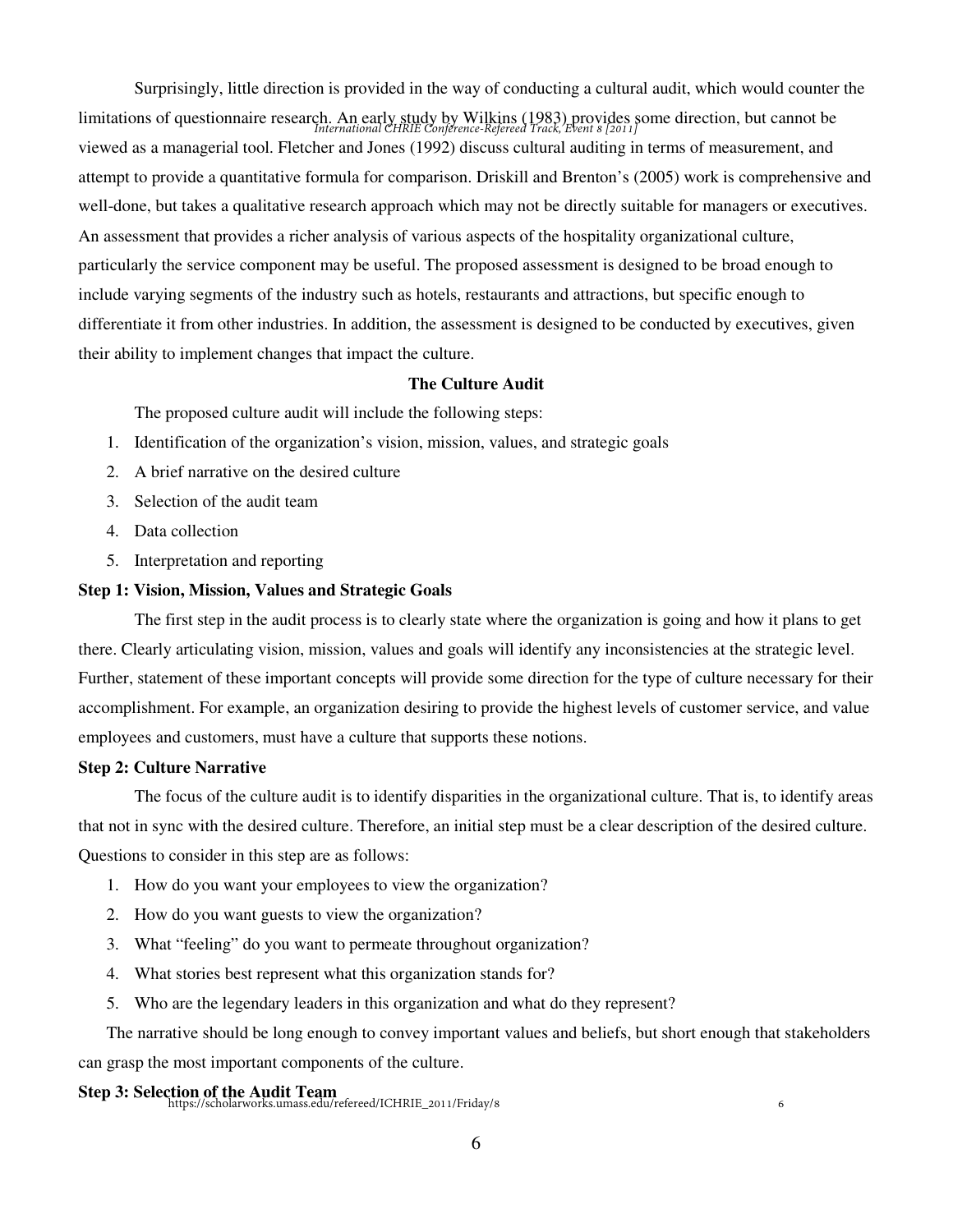Surprisingly, little direction is provided in the way of conducting a cultural audit, which would counter the limitations of questionnaire research. An early study by Wilkins (1983) provides some direction, but cannot be viewed as a managerial tool. Fletcher and Jones (1992) discuss cultural auditing in terms of measurement, and attempt to provide a quantitative formula for comparison. Driskill and Brenton's (2005) work is comprehensive and well-done, but takes a qualitative research approach which may not be directly suitable for managers or executives. An assessment that provides a richer analysis of various aspects of the hospitality organizational culture, particularly the service component may be useful. The proposed assessment is designed to be broad enough to include varying segments of the industry such as hotels, restaurants and attractions, but specific enough to differentiate it from other industries. In addition, the assessment is designed to be conducted by executives, given their ability to implement changes that impact the culture.

## The Culture Audit

The proposed culture audit will include the following steps:

1. Identification of the organization's vision, mission, values, and strategic goals
2. A brief narrative on the desired culture
3. Selection of the audit team
4. Data collection
5. Interpretation and reporting

### Step 1: Vision, Mission, Values and Strategic Goals

The first step in the audit process is to clearly state where the organization is going and how it plans to get there. Clearly articulating vision, mission, values and goals will identify any inconsistencies at the strategic level. Further, statement of these important concepts will provide some direction for the type of culture necessary for their accomplishment. For example, an organization desiring to provide the highest levels of customer service, and value employees and customers, must have a culture that supports these notions.

### Step 2: Culture Narrative

The focus of the culture audit is to identify disparities in the organizational culture. That is, to identify areas that not in sync with the desired culture. Therefore, an initial step must be a clear description of the desired culture. Questions to consider in this step are as follows:

1. How do you want your employees to view the organization?
2. How do you want guests to view the organization?
3. What "feeling" do you want to permeate throughout organization?
4. What stories best represent what this organization stands for?
5. Who are the legendary leaders in this organization and what do they represent?

The narrative should be long enough to convey important values and beliefs, but short enough that stakeholders can grasp the most important components of the culture.

### Step 3: Selection of the Audit Team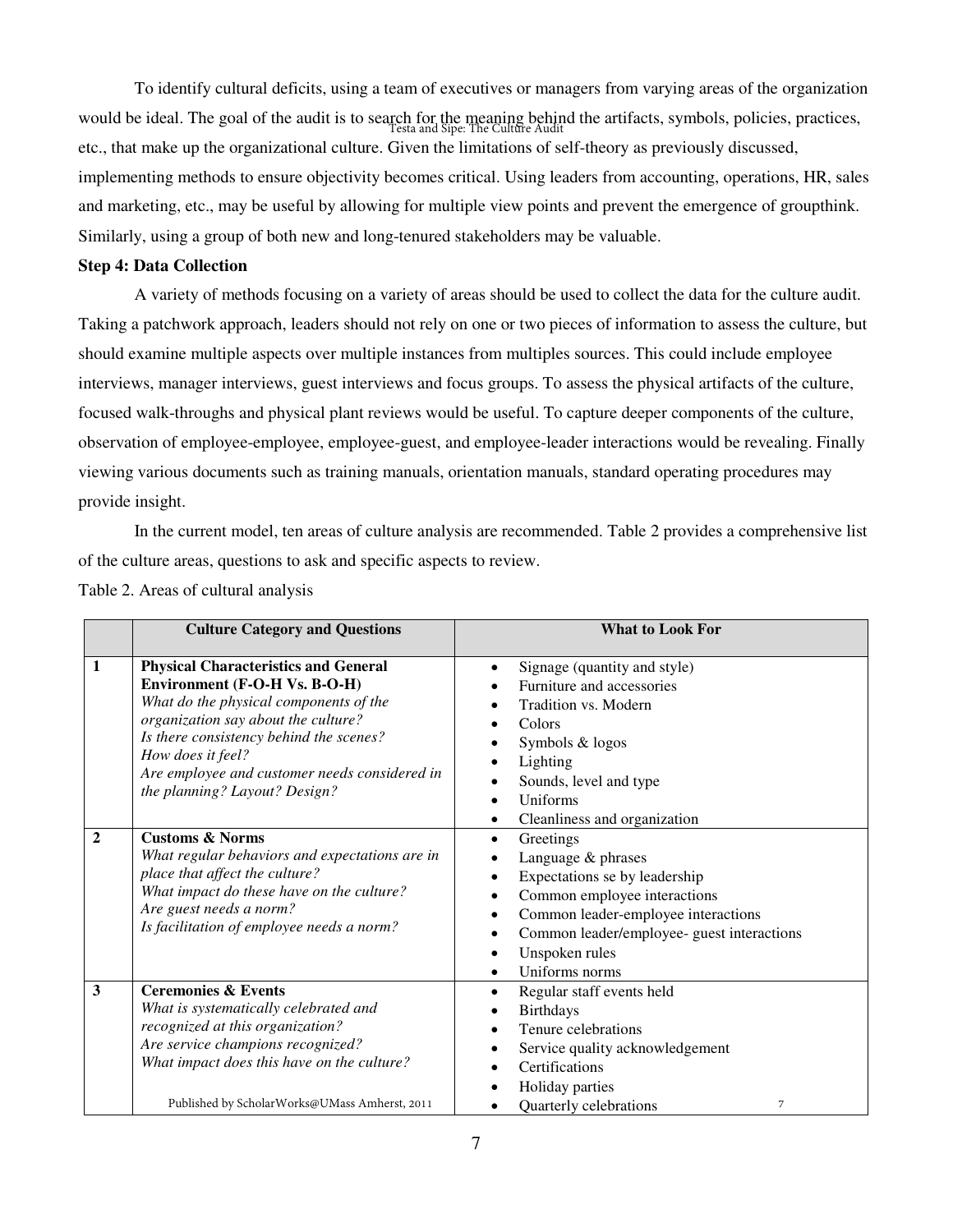To identify cultural deficits, using a team of executives or managers from varying areas of the organization would be ideal. The goal of the audit is to search for the meaning behind the artifacts, symbols, policies, practices, etc., that make up the organizational culture. Given the limitations of self-theory as previously discussed, implementing methods to ensure objectivity becomes critical. Using leaders from accounting, operations, HR, sales and marketing, etc., may be useful by allowing for multiple view points and prevent the emergence of groupthink. Similarly, using a group of both new and long-tenured stakeholders may be valuable.

**Step 4: Data Collection**

A variety of methods focusing on a variety of areas should be used to collect the data for the culture audit. Taking a patchwork approach, leaders should not rely on one or two pieces of information to assess the culture, but should examine multiple aspects over multiple instances from multiples sources. This could include employee interviews, manager interviews, guest interviews and focus groups. To assess the physical artifacts of the culture, focused walk-throughs and physical plant reviews would be useful. To capture deeper components of the culture, observation of employee-employee, employee-guest, and employee-leader interactions would be revealing. Finally viewing various documents such as training manuals, orientation manuals, standard operating procedures may provide insight.

In the current model, ten areas of culture analysis are recommended. Table 2 provides a comprehensive list of the culture areas, questions to ask and specific aspects to review.

Table 2. Areas of cultural analysis

| | Culture Category and Questions | What to Look For |
|---|---|---|
| 1 | **Physical Characteristics and General Environment (F-O-H Vs. B-O-H)**<br>*What do the physical components of the organization say about the culture?*<br>*Is there consistency behind the scenes?*<br>*How does it feel?*<br>*Are employee and customer needs considered in the planning? Layout? Design?* | • Signage (quantity and style)<br>• Furniture and accessories<br>• Tradition vs. Modern<br>• Colors<br>• Symbols & logos<br>• Lighting<br>• Sounds, level and type<br>• Uniforms<br>• Cleanliness and organization |
| 2 | **Customs & Norms**<br>*What regular behaviors and expectations are in place that affect the culture?*<br>*What impact do these have on the culture?*<br>*Are guest needs a norm?*<br>*Is facilitation of employee needs a norm?* | • Greetings<br>• Language & phrases<br>• Expectations se by leadership<br>• Common employee interactions<br>• Common leader-employee interactions<br>• Common leader/employee- guest interactions<br>• Unspoken rules<br>• Uniforms norms |
| 3 | **Ceremonies & Events**<br>*What is systematically celebrated and recognized at this organization?*<br>*Are service champions recognized?*<br>*What impact does this have on the culture?* | • Regular staff events held<br>• Birthdays<br>• Tenure celebrations<br>• Service quality acknowledgement<br>• Certifications<br>• Holiday parties<br>• Quarterly celebrations |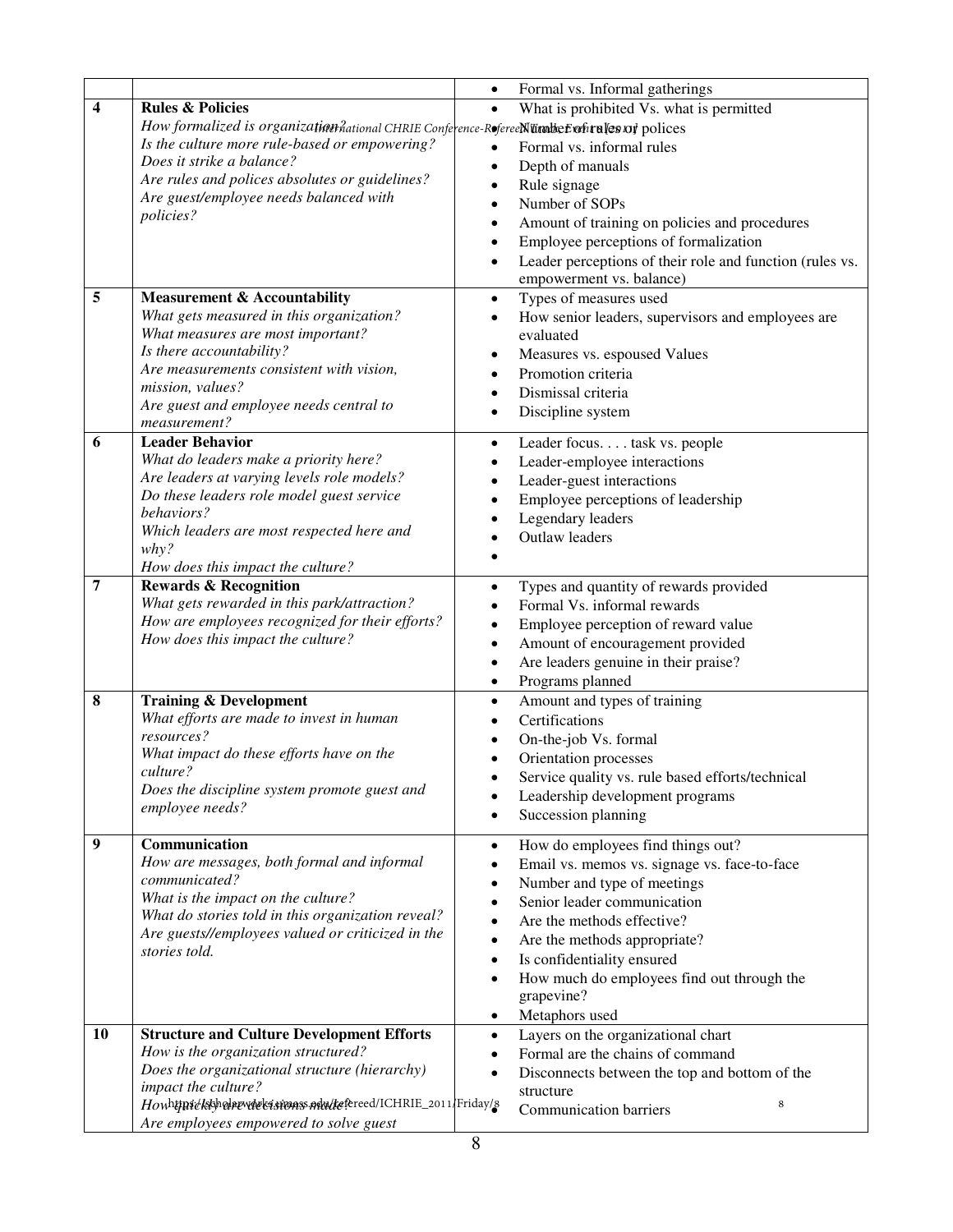| | | |
|---|---|---|
| | | • Formal vs. Informal gatherings |
| **4** | **Rules & Policies**<br>*How formalized is organization?*<br>*Is the culture more rule-based or empowering?*<br>*Does it strike a balance?*<br>*Are rules and polices absolutes or guidelines?*<br>*Are guest/employee needs balanced with policies?* | • What is prohibited Vs. what is permitted<br>• Number of rules or polices<br>• Formal vs. informal rules<br>• Depth of manuals<br>• Rule signage<br>• Number of SOPs<br>• Amount of training on policies and procedures<br>• Employee perceptions of formalization<br>• Leader perceptions of their role and function (rules vs. empowerment vs. balance) |
| **5** | **Measurement & Accountability**<br>*What gets measured in this organization?*<br>*What measures are most important?*<br>*Is there accountability?*<br>*Are measurements consistent with vision, mission, values?*<br>*Are guest and employee needs central to measurement?* | • Types of measures used<br>• How senior leaders, supervisors and employees are evaluated<br>• Measures vs. espoused Values<br>• Promotion criteria<br>• Dismissal criteria<br>• Discipline system |
| **6** | **Leader Behavior**<br>*What do leaders make a priority here?*<br>*Are leaders at varying levels role models?*<br>*Do these leaders role model guest service behaviors?*<br>*Which leaders are most respected here and why?*<br>*How does this impact the culture?* | • Leader focus. . . . task vs. people<br>• Leader-employee interactions<br>• Leader-guest interactions<br>• Employee perceptions of leadership<br>• Legendary leaders<br>• Outlaw leaders<br>• |
| **7** | **Rewards & Recognition**<br>*What gets rewarded in this park/attraction?*<br>*How are employees recognized for their efforts?*<br>*How does this impact the culture?* | • Types and quantity of rewards provided<br>• Formal Vs. informal rewards<br>• Employee perception of reward value<br>• Amount of encouragement provided<br>• Are leaders genuine in their praise?<br>• Programs planned |
| **8** | **Training & Development**<br>*What efforts are made to invest in human resources?*<br>*What impact do these efforts have on the culture?*<br>*Does the discipline system promote guest and employee needs?* | • Amount and types of training<br>• Certifications<br>• On-the-job Vs. formal<br>• Orientation processes<br>• Service quality vs. rule based efforts/technical<br>• Leadership development programs<br>• Succession planning |
| **9** | **Communication**<br>*How are messages, both formal and informal communicated?*<br>*What is the impact on the culture?*<br>*What do stories told in this organization reveal?*<br>*Are guests//employees valued or criticized in the stories told.* | • How do employees find things out?<br>• Email vs. memos vs. signage vs. face-to-face<br>• Number and type of meetings<br>• Senior leader communication<br>• Are the methods effective?<br>• Are the methods appropriate?<br>• Is confidentiality ensured<br>• How much do employees find out through the grapevine?<br>• Metaphors used |
| **10** | **Structure and Culture Development Efforts**<br>*How is the organization structured?*<br>*Does the organizational structure (hierarchy) impact the culture?*<br>*How quickly are decisions made?*<br>*Are employees empowered to solve guest* | • Layers on the organizational chart<br>• Formal are the chains of command<br>• Disconnects between the top and bottom of the structure<br>• Communication barriers |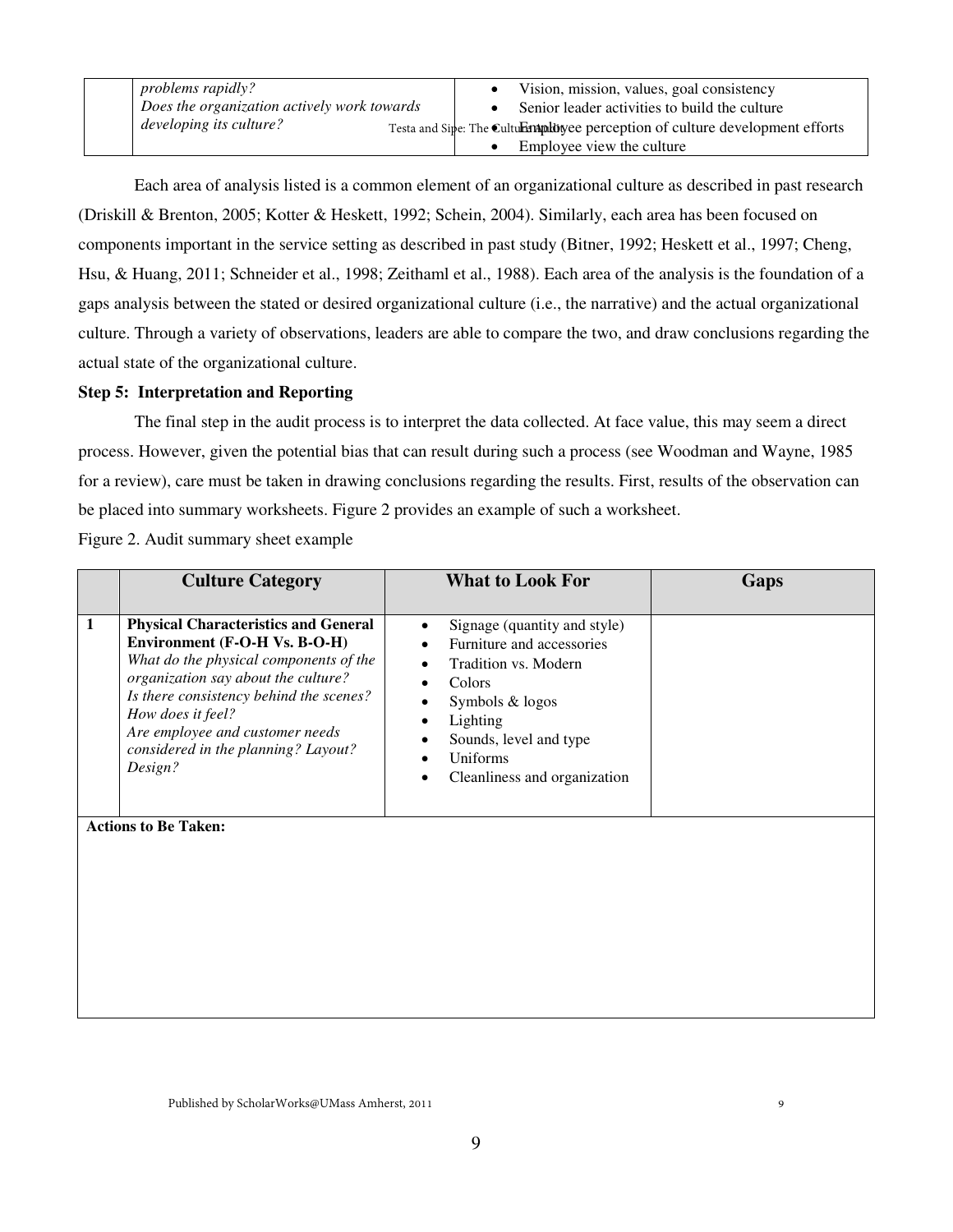|  | *problems rapidly?*<br>*Does the organization actively work towards developing its culture?* | • Vision, mission, values, goal consistency<br>• Senior leader activities to build the culture<br>• Employee perception of culture development efforts<br>• Employee view the culture |
|---|---|---|

Each area of analysis listed is a common element of an organizational culture as described in past research (Driskill & Brenton, 2005; Kotter & Heskett, 1992; Schein, 2004). Similarly, each area has been focused on components important in the service setting as described in past study (Bitner, 1992; Heskett et al., 1997; Cheng, Hsu, & Huang, 2011; Schneider et al., 1998; Zeithaml et al., 1988). Each area of the analysis is the foundation of a gaps analysis between the stated or desired organizational culture (i.e., the narrative) and the actual organizational culture. Through a variety of observations, leaders are able to compare the two, and draw conclusions regarding the actual state of the organizational culture.

**Step 5: Interpretation and Reporting**

The final step in the audit process is to interpret the data collected. At face value, this may seem a direct process. However, given the potential bias that can result during such a process (see Woodman and Wayne, 1985 for a review), care must be taken in drawing conclusions regarding the results. First, results of the observation can be placed into summary worksheets. Figure 2 provides an example of such a worksheet.

Figure 2. Audit summary sheet example

|  | **Culture Category** | **What to Look For** | **Gaps** |
|---|---|---|---|
| **1** | **Physical Characteristics and General Environment (F-O-H Vs. B-O-H)**<br>*What do the physical components of the organization say about the culture?*<br>*Is there consistency behind the scenes?*<br>*How does it feel?*<br>*Are employee and customer needs considered in the planning? Layout? Design?* | • Signage (quantity and style)<br>• Furniture and accessories<br>• Tradition vs. Modern<br>• Colors<br>• Symbols & logos<br>• Lighting<br>• Sounds, level and type<br>• Uniforms<br>• Cleanliness and organization |  |
| **Actions to Be Taken:** |  |  |  |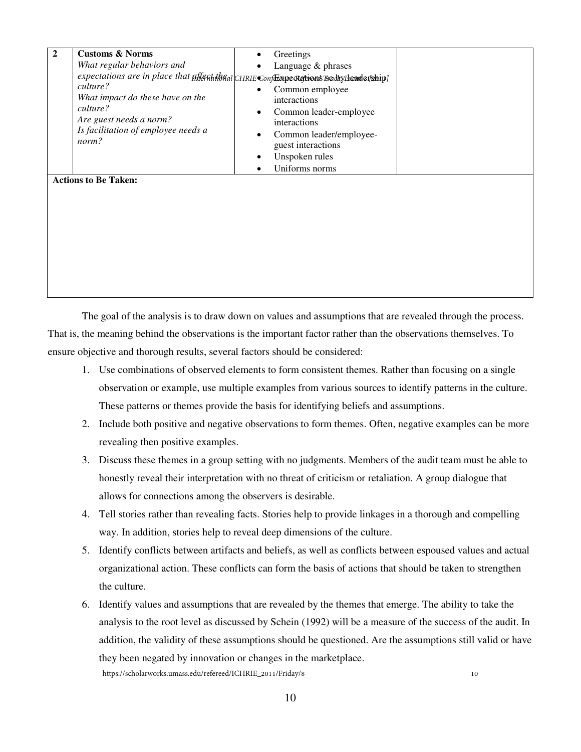| 2 | **Customs & Norms**<br>*What regular behaviors and expectations are in place that affect the culture?*<br>*What impact do these have on the culture?*<br>*Are guest needs a norm?*<br>*Is facilitation of employee needs a norm?* | • Greetings<br>• Language & phrases<br>• Expectations set by leadership<br>• Common employee interactions<br>• Common leader-employee interactions<br>• Common leader/employee-guest interactions<br>• Unspoken rules<br>• Uniforms norms | |
|---|---|---|---|
| **Actions to Be Taken:** | | | |

The goal of the analysis is to draw down on values and assumptions that are revealed through the process. That is, the meaning behind the observations is the important factor rather than the observations themselves. To ensure objective and thorough results, several factors should be considered:

1. Use combinations of observed elements to form consistent themes. Rather than focusing on a single observation or example, use multiple examples from various sources to identify patterns in the culture. These patterns or themes provide the basis for identifying beliefs and assumptions.
2. Include both positive and negative observations to form themes. Often, negative examples can be more revealing then positive examples.
3. Discuss these themes in a group setting with no judgments. Members of the audit team must be able to honestly reveal their interpretation with no threat of criticism or retaliation. A group dialogue that allows for connections among the observers is desirable.
4. Tell stories rather than revealing facts. Stories help to provide linkages in a thorough and compelling way. In addition, stories help to reveal deep dimensions of the culture.
5. Identify conflicts between artifacts and beliefs, as well as conflicts between espoused values and actual organizational action. These conflicts can form the basis of actions that should be taken to strengthen the culture.
6. Identify values and assumptions that are revealed by the themes that emerge. The ability to take the analysis to the root level as discussed by Schein (1992) will be a measure of the success of the audit. In addition, the validity of these assumptions should be questioned. Are the assumptions still valid or have they been negated by innovation or changes in the marketplace.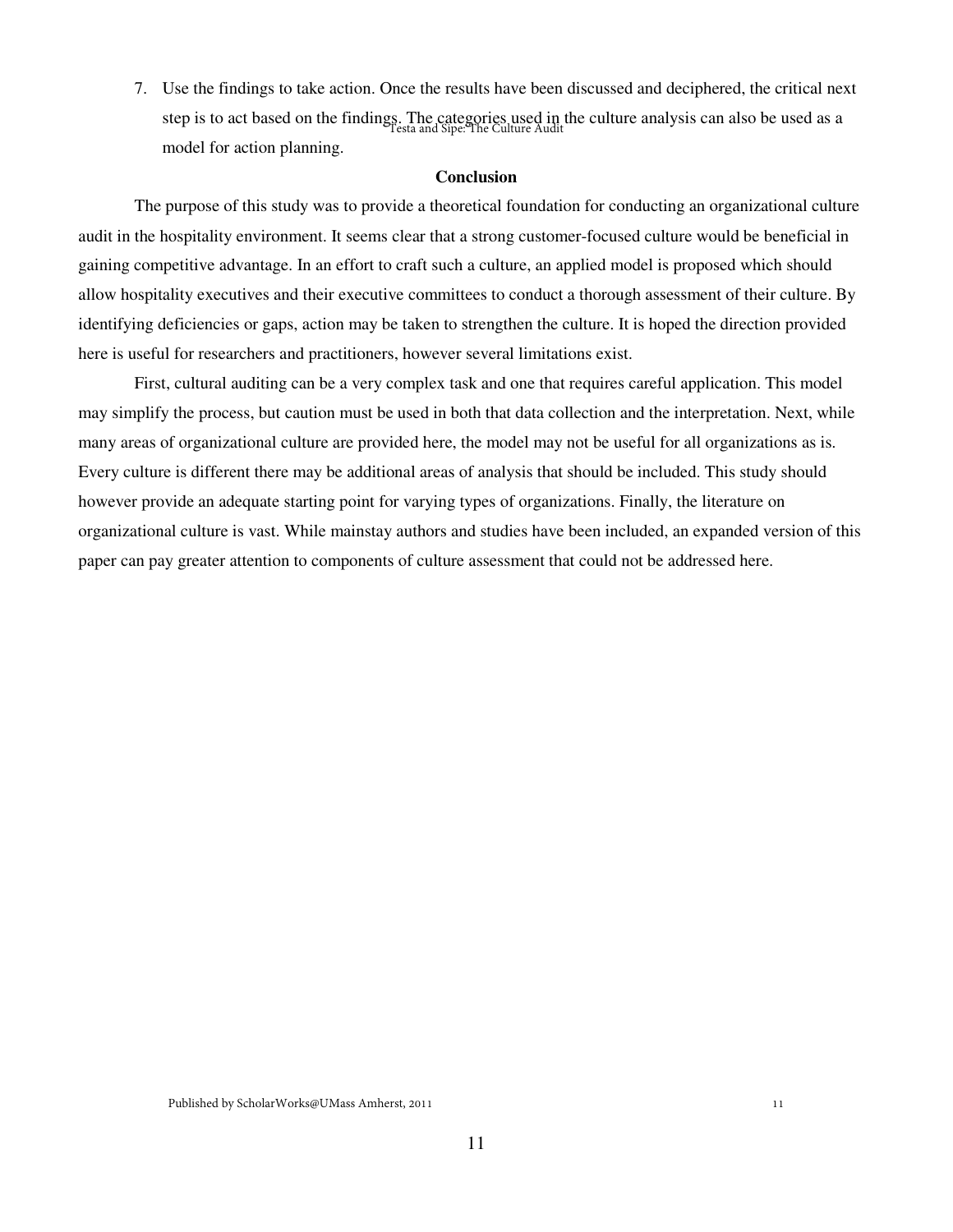7. Use the findings to take action. Once the results have been discussed and deciphered, the critical next step is to act based on the findings. The categories used in the culture analysis can also be used as a model for action planning.

## Conclusion

The purpose of this study was to provide a theoretical foundation for conducting an organizational culture audit in the hospitality environment. It seems clear that a strong customer-focused culture would be beneficial in gaining competitive advantage. In an effort to craft such a culture, an applied model is proposed which should allow hospitality executives and their executive committees to conduct a thorough assessment of their culture. By identifying deficiencies or gaps, action may be taken to strengthen the culture. It is hoped the direction provided here is useful for researchers and practitioners, however several limitations exist.

First, cultural auditing can be a very complex task and one that requires careful application. This model may simplify the process, but caution must be used in both that data collection and the interpretation. Next, while many areas of organizational culture are provided here, the model may not be useful for all organizations as is. Every culture is different there may be additional areas of analysis that should be included. This study should however provide an adequate starting point for varying types of organizations. Finally, the literature on organizational culture is vast. While mainstay authors and studies have been included, an expanded version of this paper can pay greater attention to components of culture assessment that could not be addressed here.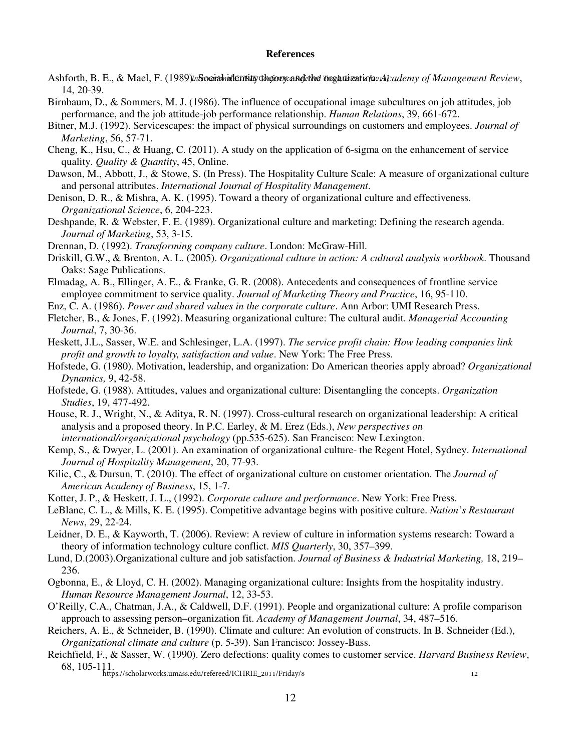**References**

Ashforth, B. E., & Mael, F. (1989). Social identity theory and the organization. *Academy of Management Review*, 14, 20-39.

Birnbaum, D., & Sommers, M. J. (1986). The influence of occupational image subcultures on job attitudes, job performance, and the job attitude-job performance relationship. *Human Relations*, 39, 661-672.

Bitner, M.J. (1992). Servicescapes: the impact of physical surroundings on customers and employees. *Journal of Marketing*, 56, 57-71.

Cheng, K., Hsu, C., & Huang, C. (2011). A study on the application of 6-sigma on the enhancement of service quality. *Quality & Quantity*, 45, Online.

Dawson, M., Abbott, J., & Stowe, S. (In Press). The Hospitality Culture Scale: A measure of organizational culture and personal attributes. *International Journal of Hospitality Management*.

Denison, D. R., & Mishra, A. K. (1995). Toward a theory of organizational culture and effectiveness. *Organizational Science*, 6, 204-223.

Deshpande, R. & Webster, F. E. (1989). Organizational culture and marketing: Defining the research agenda. *Journal of Marketing*, 53, 3-15.

Drennan, D. (1992). *Transforming company culture*. London: McGraw-Hill.

Driskill, G.W., & Brenton, A. L. (2005). *Organizational culture in action: A cultural analysis workbook*. Thousand Oaks: Sage Publications.

Elmadag, A. B., Ellinger, A. E., & Franke, G. R. (2008). Antecedents and consequences of frontline service employee commitment to service quality. *Journal of Marketing Theory and Practice*, 16, 95-110.

Enz, C. A. (1986). *Power and shared values in the corporate culture*. Ann Arbor: UMI Research Press.

Fletcher, B., & Jones, F. (1992). Measuring organizational culture: The cultural audit. *Managerial Accounting Journal*, 7, 30-36.

Heskett, J.L., Sasser, W.E. and Schlesinger, L.A. (1997). *The service profit chain: How leading companies link profit and growth to loyalty, satisfaction and value*. New York: The Free Press.

Hofstede, G. (1980). Motivation, leadership, and organization: Do American theories apply abroad? *Organizational Dynamics,* 9, 42-58.

Hofstede, G. (1988). Attitudes, values and organizational culture: Disentangling the concepts. *Organization Studies*, 19, 477-492.

House, R. J., Wright, N., & Aditya, R. N. (1997). Cross-cultural research on organizational leadership: A critical analysis and a proposed theory. In P.C. Earley, & M. Erez (Eds.), *New perspectives on international/organizational psychology* (pp.535-625). San Francisco: New Lexington.

Kemp, S., & Dwyer, L. (2001). An examination of organizational culture- the Regent Hotel, Sydney. *International Journal of Hospitality Management*, 20, 77-93.

Kilic, C., & Dursun, T. (2010). The effect of organizational culture on customer orientation. The *Journal of American Academy of Business*, 15, 1-7.

Kotter, J. P., & Heskett, J. L., (1992). *Corporate culture and performance*. New York: Free Press.

LeBlanc, C. L., & Mills, K. E. (1995). Competitive advantage begins with positive culture. *Nation's Restaurant News*, 29, 22-24.

Leidner, D. E., & Kayworth, T. (2006). Review: A review of culture in information systems research: Toward a theory of information technology culture conflict. *MIS Quarterly*, 30, 357–399.

Lund, D.(2003).Organizational culture and job satisfaction. *Journal of Business & Industrial Marketing,* 18, 219–236.

Ogbonna, E., & Lloyd, C. H. (2002). Managing organizational culture: Insights from the hospitality industry. *Human Resource Management Journal*, 12, 33-53.

O'Reilly, C.A., Chatman, J.A., & Caldwell, D.F. (1991). People and organizational culture: A profile comparison approach to assessing person–organization fit. *Academy of Management Journal*, 34, 487–516.

Reichers, A. E., & Schneider, B. (1990). Climate and culture: An evolution of constructs. In B. Schneider (Ed.), *Organizational climate and culture* (p. 5-39). San Francisco: Jossey-Bass.

Reichfield, F., & Sasser, W. (1990). Zero defections: quality comes to customer service. *Harvard Business Review*, 68, 105-111.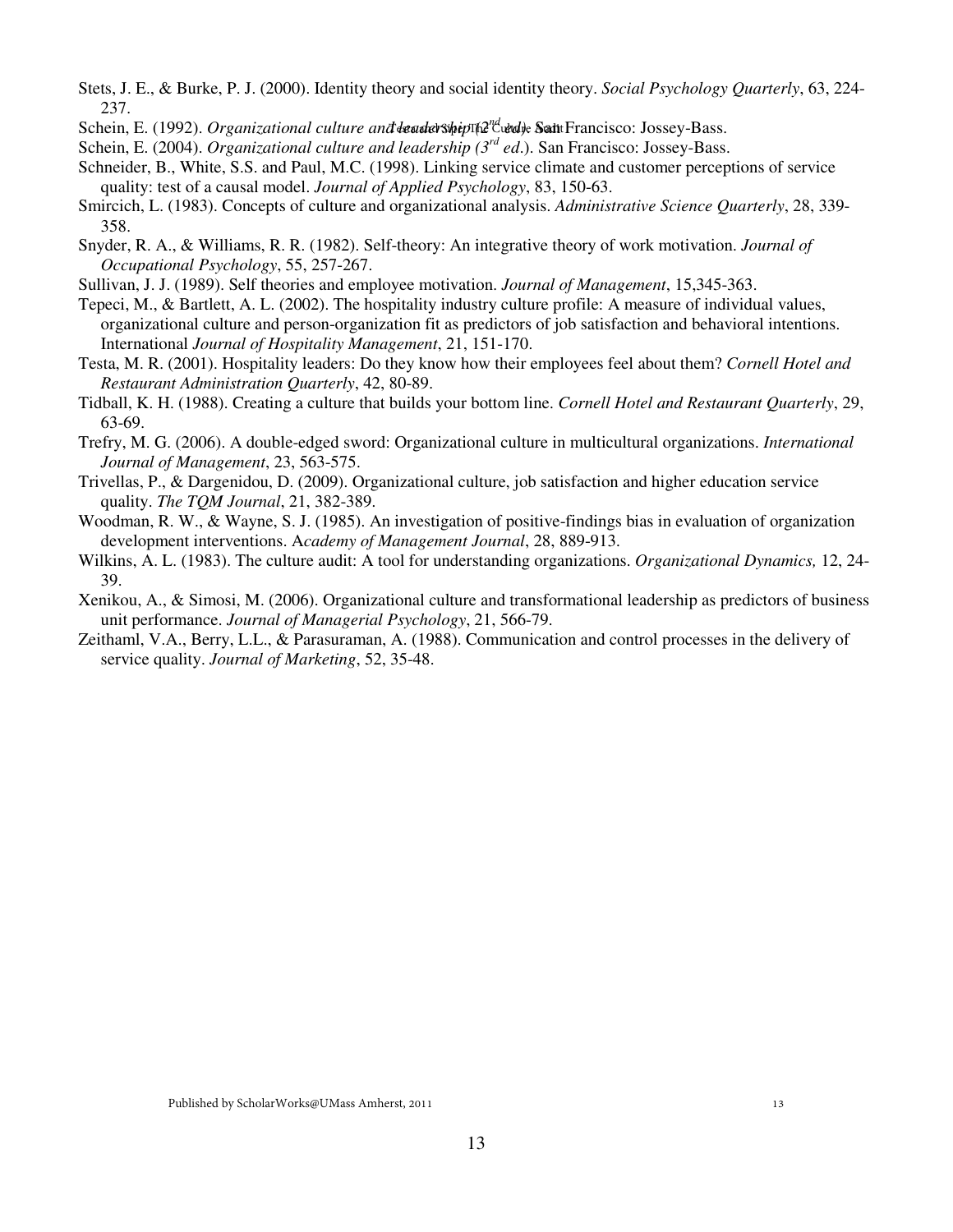Stets, J. E., & Burke, P. J. (2000). Identity theory and social identity theory. *Social Psychology Quarterly*, 63, 224-237.

Schein, E. (1992). *Organizational culture and leadership* (2nd ed.). San Francisco: Jossey-Bass.

Schein, E. (2004). *Organizational culture and leadership (3rd ed.*). San Francisco: Jossey-Bass.

Schneider, B., White, S.S. and Paul, M.C. (1998). Linking service climate and customer perceptions of service quality: test of a causal model. *Journal of Applied Psychology*, 83, 150-63.

Smircich, L. (1983). Concepts of culture and organizational analysis. *Administrative Science Quarterly*, 28, 339-358.

Snyder, R. A., & Williams, R. R. (1982). Self-theory: An integrative theory of work motivation. *Journal of Occupational Psychology*, 55, 257-267.

Sullivan, J. J. (1989). Self theories and employee motivation. *Journal of Management*, 15,345-363.

Tepeci, M., & Bartlett, A. L. (2002). The hospitality industry culture profile: A measure of individual values, organizational culture and person-organization fit as predictors of job satisfaction and behavioral intentions. International *Journal of Hospitality Management*, 21, 151-170.

Testa, M. R. (2001). Hospitality leaders: Do they know how their employees feel about them? *Cornell Hotel and Restaurant Administration Quarterly*, 42, 80-89.

Tidball, K. H. (1988). Creating a culture that builds your bottom line. *Cornell Hotel and Restaurant Quarterly*, 29, 63-69.

Trefry, M. G. (2006). A double-edged sword: Organizational culture in multicultural organizations. *International Journal of Management*, 23, 563-575.

Trivellas, P., & Dargenidou, D. (2009). Organizational culture, job satisfaction and higher education service quality. *The TQM Journal*, 21, 382-389.

Woodman, R. W., & Wayne, S. J. (1985). An investigation of positive-findings bias in evaluation of organization development interventions. A*cademy of Management Journal*, 28, 889-913.

Wilkins, A. L. (1983). The culture audit: A tool for understanding organizations. *Organizational Dynamics,* 12, 24-39.

Xenikou, A., & Simosi, M. (2006). Organizational culture and transformational leadership as predictors of business unit performance. *Journal of Managerial Psychology*, 21, 566-79.

Zeithaml, V.A., Berry, L.L., & Parasuraman, A. (1988). Communication and control processes in the delivery of service quality. *Journal of Marketing*, 52, 35-48.